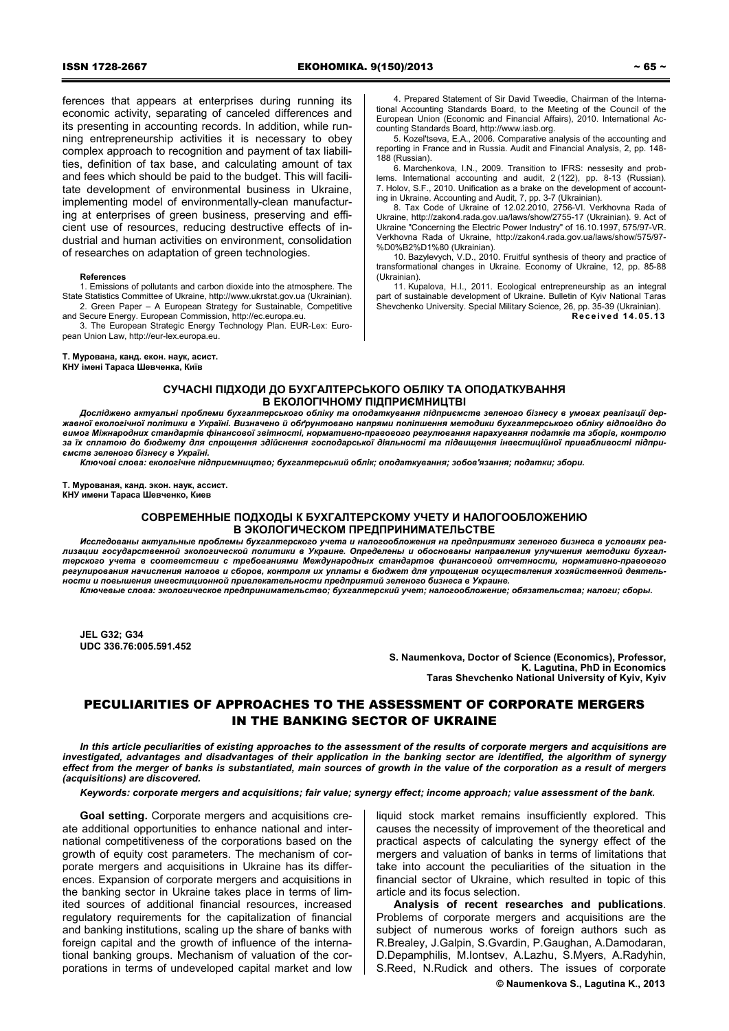ferences that appears at enterprises during running its economic activity, separating of canceled differences and its presenting in accounting records. In addition, while running entrepreneurship activities it is necessary to obey complex approach to recognition and payment of tax liabilities, definition of tax base, and calculating amount of tax and fees which should be paid to the budget. This will facilitate development of environmental business in Ukraine, implementing model of environmentally-clean manufacturing at enterprises of green business, preserving and efficient use of resources, reducing destructive effects of industrial and human activities on environment, consolidation of researches on adaptation of green technologies.

**References**

1. Emissions of pollutants and carbon dioxide into the atmosphere. The State Statistics Committee of Ukraine, http://www.ukrstat.gov.ua (Ukrainian).
2. Green Paper – A European Strategy for Sustainable, Competitive and Secure Energy. European Commission, http://ec.europa.eu.
3. The European Strategic Energy Technology Plan. EUR-Lex: European Union Law, http://eur-lex.europa.eu.
4. Prepared Statement of Sir David Tweedie, Chairman of the International Accounting Standards Board, to the Meeting of the Council of the European Union (Economic and Financial Affairs), 2010. International Accounting Standards Board, http://www.iasb.org.
5. Kozel'tseva, E.A., 2006. Comparative analysis of the accounting and reporting in France and in Russia. Audit and Financial Analysis, 2, pp. 148-188 (Russian).
6. Marchenkova, I.N., 2009. Transition to IFRS: nessesity and problems. International accounting and audit, 2 (122), pp. 8-13 (Russian). 7. Holov, S.F., 2010. Unification as a brake on the development of accounting in Ukraine. Accounting and Audit, 7, pp. 3-7 (Ukrainian).
8. Tax Code of Ukraine of 12.02.2010, 2756-VI. Verkhovna Rada of Ukraine, http://zakon4.rada.gov.ua/laws/show/2755-17 (Ukrainian). 9. Act of Ukraine "Concerning the Electric Power Industry" of 16.10.1997, 575/97-VR. Verkhovna Rada of Ukraine, http://zakon4.rada.gov.ua/laws/show/575/97-%D0%B2%D1%80 (Ukrainian).
10. Bazylevych, V.D., 2010. Fruitful synthesis of theory and practice of transformational changes in Ukraine. Economy of Ukraine, 12, pp. 85-88 (Ukrainian).
11. Kupalova, H.I., 2011. Ecological entrepreneurship as an integral part of sustainable development of Ukraine. Bulletin of Kyiv National Taras Shevchenko University. Special Military Science, 26, pp. 35-39 (Ukrainian).

**Received 14.05.13**

**Т. Мурована, канд. екон. наук, асист.**
**КНУ імені Тараса Шевченка, Київ**

### СУЧАСНІ ПІДХОДИ ДО БУХГАЛТЕРСЬКОГО ОБЛІКУ ТА ОПОДАТКУВАННЯ В ЕКОЛОГІЧНОМУ ПІДПРИЄМНИЦТВІ

***Досліджено актуальні проблеми бухгалтерського обліку та оподаткування підприємств зеленого бізнесу в умовах реалізації державної екологічної політики в Україні. Визначено й обґрунтовано напрями поліпшення методики бухгалтерського обліку відповідно до вимог Міжнародних стандартів фінансової звітності, нормативно-правового регулювання нарахування податків та зборів, контролю за їх сплатою до бюджету для спрощення здійснення господарської діяльності та підвищення інвестиційної привабливості підприємств зеленого бізнесу в Україні.***

***Ключові слова: екологічне підприємництво; бухгалтерський облік; оподаткування; зобов'язання; податки; збори.***

**Т. Мурованая, канд. экон. наук, ассист.**
**КНУ имени Тараса Шевченко, Киев**

### СОВРЕМЕННЫЕ ПОДХОДЫ К БУХГАЛТЕРСКОМУ УЧЕТУ И НАЛОГООБЛОЖЕНИЮ В ЭКОЛОГИЧЕСКОМ ПРЕДПРИНИМАТЕЛЬСТВЕ

***Исследованы актуальные проблемы бухгалтерского учета и налогообложения на предприятиях зеленого бизнеса в условиях реализации государственной экологической политики в Украине. Определены и обоснованы направления улучшения методики бухгалтерского учета в соответствии с требованиями Международных стандартов финансовой отчетности, нормативно-правового регулирования начисления налогов и сборов, контроля их уплаты в бюджет для упрощения осуществления хозяйственной деятельности и повышения инвестиционной привлекательности предприятий зеленого бизнеса в Украине.***

***Ключевые слова: экологическое предпринимательство; бухгалтерский учет; налогообложение; обязательства; налоги; сборы.***

**JEL G32; G34**
**UDC 336.76:005.591.452**

**S. Naumenkova, Doctor of Science (Economics), Professor,**
**K. Lagutina, PhD in Economics**
**Taras Shevchenko National University of Kyiv, Kyiv**

## PECULIARITIES OF APPROACHES TO THE ASSESSMENT OF CORPORATE MERGERS IN THE BANKING SECTOR OF UKRAINE

***In this article peculiarities of existing approaches to the assessment of the results of corporate mergers and acquisitions are investigated, advantages and disadvantages of their application in the banking sector are identified, the algorithm of synergy effect from the merger of banks is substantiated, main sources of growth in the value of the corporation as a result of mergers (acquisitions) are discovered.***

***Keywords: corporate mergers and acquisitions; fair value; synergy effect; income approach; value assessment of the bank.***

**Goal setting.** Corporate mergers and acquisitions create additional opportunities to enhance national and international competitiveness of the corporations based on the growth of equity cost parameters. The mechanism of corporate mergers and acquisitions in Ukraine has its differences. Expansion of corporate mergers and acquisitions in the banking sector in Ukraine takes place in terms of limited sources of additional financial resources, increased regulatory requirements for the capitalization of financial and banking institutions, scaling up the share of banks with foreign capital and the growth of influence of the international banking groups. Mechanism of valuation of the corporations in terms of undeveloped capital market and low liquid stock market remains insufficiently explored. This causes the necessity of improvement of the theoretical and practical aspects of calculating the synergy effect of the mergers and valuation of banks in terms of limitations that take into account the peculiarities of the situation in the financial sector of Ukraine, which resulted in topic of this article and its focus selection.

**Analysis of recent researches and publications**. Problems of corporate mergers and acquisitions are the subject of numerous works of foreign authors such as R.Brealey, J.Galpin, S.Gvardin, P.Gaughan, A.Damodaran, D.Depamphilis, M.Iontsev, A.Lazhu, S.Myers, A.Radyhin, S.Reed, N.Rudick and others. The issues of corporate

© Naumenkova S., Lagutina K., 2013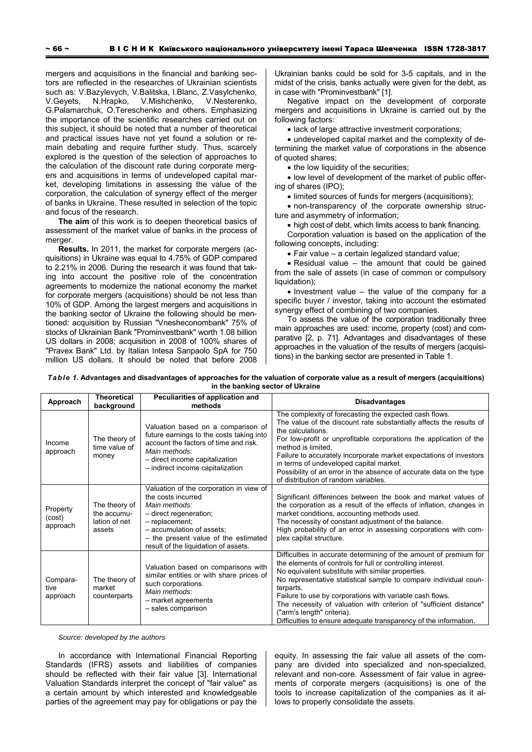mergers and acquisitions in the financial and banking sectors are reflected in the researches of Ukrainian scientists such as: V.Bazylevych, V.Balitska, I.Blanc, Z.Vasylchenko, V.Geyets, N.Hrapko, V.Mishchenko, V.Nesterenko, G.Palamarchuk, O.Tereschenko and others. Emphasizing the importance of the scientific researches carried out on this subject, it should be noted that a number of theoretical and practical issues have not yet found a solution or remain debating and require further study. Thus, scarcely explored is the question of the selection of approaches to the calculation of the discount rate during corporate mergers and acquisitions in terms of undeveloped capital market, developing limitations in assessing the value of the corporation, the calculation of synergy effect of the merger of banks in Ukraine. These resulted in selection of the topic and focus of the research.

**The aim** of this work is to deepen theoretical basics of assessment of the market value of banks in the process of merger.

**Results.** In 2011, the market for corporate mergers (acquisitions) in Ukraine was equal to 4.75% of GDP compared to 2.21% in 2006. During the research it was found that taking into account the positive role of the concentration agreements to modernize the national economy the market for corporate mergers (acquisitions) should be not less than 10% of GDP. Among the largest mergers and acquisitions in the banking sector of Ukraine the following should be mentioned: acquisition by Russian "Vnesheconombank" 75% of stocks of Ukrainian Bank "Prominvestbank" worth 1.08 billion US dollars in 2008; acquisition in 2008 of 100% shares of "Pravex Bank" Ltd. by Italian Intesa Sanpaolo SpA for 750 million US dollars. It should be noted that before 2008 Ukrainian banks could be sold for 3-5 capitals, and in the midst of the crisis, banks actually were given for the debt, as in case with "Prominvestbank" [1].

Negative impact on the development of corporate mergers and acquisitions in Ukraine is carried out by the following factors:

- lack of large attractive investment corporations;
- undeveloped capital market and the complexity of determining the market value of corporations in the absence of quoted shares;
- the low liquidity of the securities;
- low level of development of the market of public offering of shares (IPO);
- limited sources of funds for mergers (acquisitions);
- non-transparency of the corporate ownership structure and asymmetry of information;
- high cost of debt, which limits access to bank financing.

Corporation valuation is based on the application of the following concepts, including:

- Fair value – a certain legalized standard value;
- Residual value – the amount that could be gained from the sale of assets (in case of common or compulsory liquidation);
- Investment value – the value of the company for a specific buyer / investor, taking into account the estimated synergy effect of combining of two companies.

To assess the value of the corporation traditionally three main approaches are used: income, property (cost) and comparative [2, p. 71]. Advantages and disadvantages of these approaches in the valuation of the results of mergers (acquisitions) in the banking sector are presented in Table 1.

***Table 1.* Advantages and disadvantages of approaches for the valuation of corporate value as a result of mergers (acquisitions) in the banking sector of Ukraine**

| Approach | Theoretical background | Peculiarities of application and methods | Disadvantages |
|---|---|---|---|
| Income approach | The theory of time value of money | Valuation based on a comparison of future earnings to the costs taking into account the factors of time and risk. *Main methods:* – direct income capitalization – indirect income capitalization | The complexity of forecasting the expected cash flows. The value of the discount rate substantially affects the results of the calculations. For low-profit or unprofitable corporations the application of the method is limited. Failure to accurately incorporate market expectations of investors in terms of undeveloped capital market. Possibility of an error in the absence of accurate data on the type of distribution of random variables. |
| Property (cost) approach | The theory of the accumulation of net assets | Valuation of the corporation in view of the costs incurred *Main methods:* – direct regeneration; – replacement; – accumulation of assets; – the present value of the estimated result of the liquidation of assets. | Significant differences between the book and market values of the corporation as a result of the effects of inflation, changes in market conditions, accounting methods used. The necessity of constant adjustment of the balance. High probability of an error in assessing corporations with complex capital structure. |
| Comparative approach | The theory of market counterparts | Valuation based on comparisons with similar entities or with share prices of such corporations. *Main methods*: – market agreements – sales comparison | Difficulties in accurate determining of the amount of premium for the elements of controls for full or controlling interest. No equivalent substitute with similar properties. No representative statistical sample to compare individual counterparts. Failure to use by corporations with variable cash flows. The necessity of valuation with criterion of "sufficient distance" ("arm's length" criteria). Difficulties to ensure adequate transparency of the information. |

*Source: developed by the authors*

In accordance with International Financial Reporting Standards (IFRS) assets and liabilities of companies should be reflected with their fair value [3]. International Valuation Standards interpret the concept of "fair value" as a certain amount by which interested and knowledgeable parties of the agreement may pay for obligations or pay the equity. In assessing the fair value all assets of the company are divided into specialized and non-specialized, relevant and non-core. Assessment of fair value in agreements of corporate mergers (acquisitions) is one of the tools to increase capitalization of the companies as it allows to properly consolidate the assets.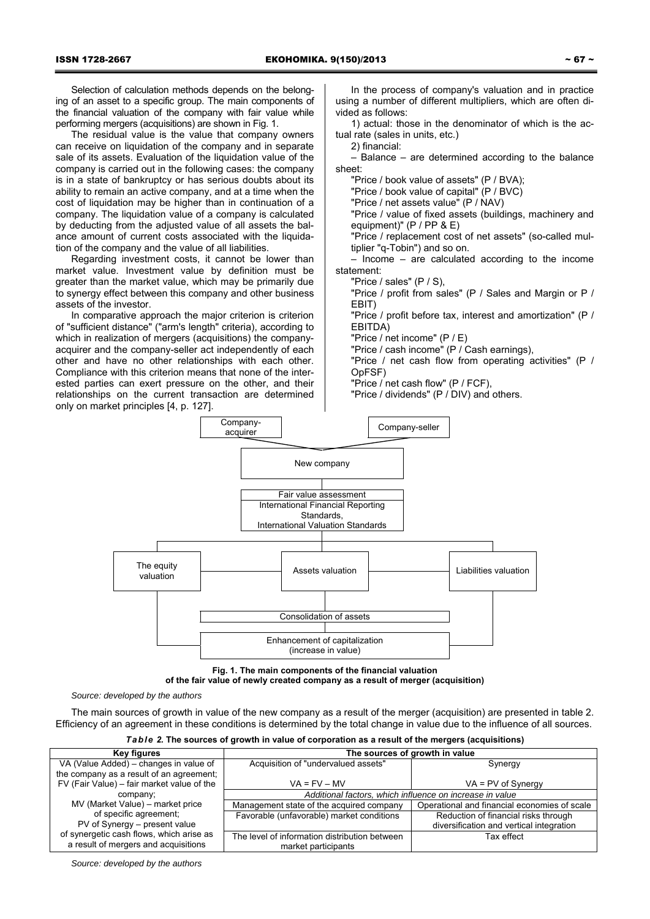Selection of calculation methods depends on the belonging of an asset to a specific group. The main components of the financial valuation of the company with fair value while performing mergers (acquisitions) are shown in Fig. 1.

The residual value is the value that company owners can receive on liquidation of the company and in separate sale of its assets. Evaluation of the liquidation value of the company is carried out in the following cases: the company is in a state of bankruptcy or has serious doubts about its ability to remain an active company, and at a time when the cost of liquidation may be higher than in continuation of a company. The liquidation value of a company is calculated by deducting from the adjusted value of all assets the balance amount of current costs associated with the liquidation of the company and the value of all liabilities.

Regarding investment costs, it cannot be lower than market value. Investment value by definition must be greater than the market value, which may be primarily due to synergy effect between this company and other business assets of the investor.

In comparative approach the major criterion is criterion of "sufficient distance" ("arm's length" criteria), according to which in realization of mergers (acquisitions) the company-acquirer and the company-seller act independently of each other and have no other relationships with each other. Compliance with this criterion means that none of the interested parties can exert pressure on the other, and their relationships on the current transaction are determined only on market principles [4, p. 127].

In the process of company's valuation and in practice using a number of different multipliers, which are often divided as follows:

1) actual: those in the denominator of which is the actual rate (sales in units, etc.)

2) financial:

– Balance – are determined according to the balance sheet:

"Price / book value of assets" (P / BVA);

"Price / book value of capital" (P / BVC)

"Price / net assets value" (P / NAV)

"Price / value of fixed assets (buildings, machinery and equipment)" (P / PP & E)

"Price / replacement cost of net assets" (so-called multiplier "q-Tobin") and so on.

– Income – are calculated according to the income statement:

"Price / sales" (P / S),

"Price / profit from sales" (P / Sales and Margin or P / EBIT)

"Price / profit before tax, interest and amortization" (P / EBITDA)

"Price / net income" (P / E)

"Price / cash income" (P / Cash earnings),

"Price / net cash flow from operating activities" (P / OpFSF)

"Price / net cash flow" (P / FCF),

"Price / dividends" (P / DIV) and others.

Company-acquirer | Company-seller → New company → Fair value assessment: International Financial Reporting Standards, International Valuation Standards → The equity valuation | Assets valuation | Liabilities valuation → Consolidation of assets → Enhancement of capitalization (increase in value)

**Fig. 1. The main components of the financial valuation of the fair value of newly created company as a result of merger (acquisition)**

*Source: developed by the authors*

The main sources of growth in value of the new company as a result of the merger (acquisition) are presented in table 2. Efficiency of an agreement in these conditions is determined by the total change in value due to the influence of all sources.

***Table 2.* The sources of growth in value of corporation as a result of the mergers (acquisitions)**

| Key figures | The sources of growth in value | |
|---|---|---|
| VA (Value Added) – changes in value of the company as a result of an agreement; FV (Fair Value) – fair market value of the company; MV (Market Value) – market price of specific agreement; PV of Synergy – present value of synergetic cash flows, which arise as a result of mergers and acquisitions | Acquisition of "undervalued assets" | Synergy |
| | VA = FV – MV | VA = PV of Synergy |
| | *Additional factors, which influence on increase in value* | |
| | Management state of the acquired company | Operational and financial economies of scale |
| | Favorable (unfavorable) market conditions | Reduction of financial risks through diversification and vertical integration |
| | The level of information distribution between market participants | Tax effect |

*Source: developed by the authors*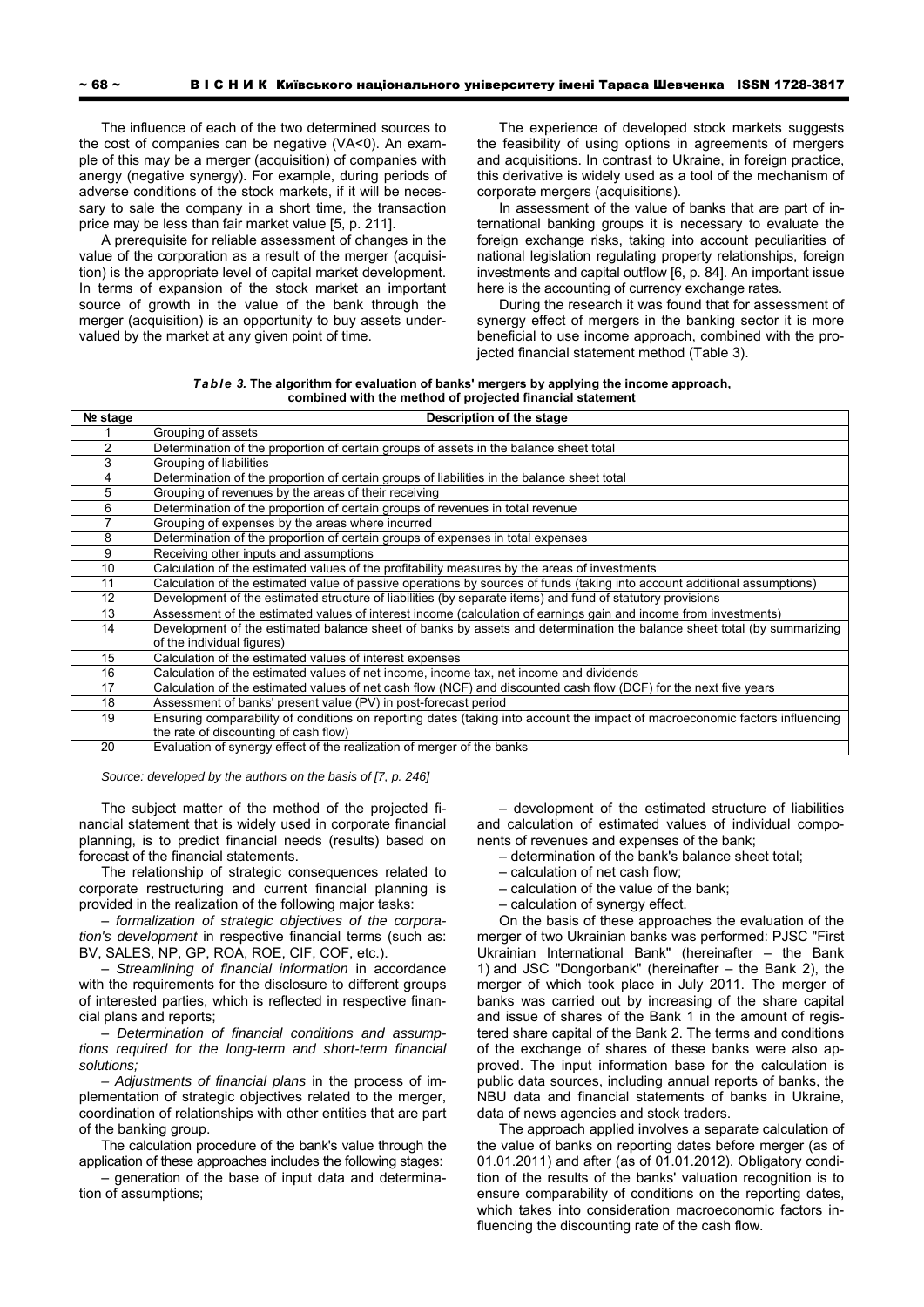The influence of each of the two determined sources to the cost of companies can be negative (VA<0). An example of this may be a merger (acquisition) of companies with anergy (negative synergy). For example, during periods of adverse conditions of the stock markets, if it will be necessary to sale the company in a short time, the transaction price may be less than fair market value [5, p. 211].

A prerequisite for reliable assessment of changes in the value of the corporation as a result of the merger (acquisition) is the appropriate level of capital market development. In terms of expansion of the stock market an important source of growth in the value of the bank through the merger (acquisition) is an opportunity to buy assets undervalued by the market at any given point of time.

The experience of developed stock markets suggests the feasibility of using options in agreements of mergers and acquisitions. In contrast to Ukraine, in foreign practice, this derivative is widely used as a tool of the mechanism of corporate mergers (acquisitions).

In assessment of the value of banks that are part of international banking groups it is necessary to evaluate the foreign exchange risks, taking into account peculiarities of national legislation regulating property relationships, foreign investments and capital outflow [6, p. 84]. An important issue here is the accounting of currency exchange rates.

During the research it was found that for assessment of synergy effect of mergers in the banking sector it is more beneficial to use income approach, combined with the projected financial statement method (Table 3).

***Table 3.* The algorithm for evaluation of banks' mergers by applying the income approach, combined with the method of projected financial statement**

| № stage | Description of the stage |
|---|---|
| 1 | Grouping of assets |
| 2 | Determination of the proportion of certain groups of assets in the balance sheet total |
| 3 | Grouping of liabilities |
| 4 | Determination of the proportion of certain groups of liabilities in the balance sheet total |
| 5 | Grouping of revenues by the areas of their receiving |
| 6 | Determination of the proportion of certain groups of revenues in total revenue |
| 7 | Grouping of expenses by the areas where incurred |
| 8 | Determination of the proportion of certain groups of expenses in total expenses |
| 9 | Receiving other inputs and assumptions |
| 10 | Calculation of the estimated values of the profitability measures by the areas of investments |
| 11 | Calculation of the estimated value of passive operations by sources of funds (taking into account additional assumptions) |
| 12 | Development of the estimated structure of liabilities (by separate items) and fund of statutory provisions |
| 13 | Assessment of the estimated values of interest income (calculation of earnings gain and income from investments) |
| 14 | Development of the estimated balance sheet of banks by assets and determination the balance sheet total (by summarizing of the individual figures) |
| 15 | Calculation of the estimated values of interest expenses |
| 16 | Calculation of the estimated values of net income, income tax, net income and dividends |
| 17 | Calculation of the estimated values of net cash flow (NCF) and discounted cash flow (DCF) for the next five years |
| 18 | Assessment of banks' present value (PV) in post-forecast period |
| 19 | Ensuring comparability of conditions on reporting dates (taking into account the impact of macroeconomic factors influencing the rate of discounting of cash flow) |
| 20 | Evaluation of synergy effect of the realization of merger of the banks |

*Source: developed by the authors on the basis of [7, p. 246]*

The subject matter of the method of the projected financial statement that is widely used in corporate financial planning, is to predict financial needs (results) based on forecast of the financial statements.

The relationship of strategic consequences related to corporate restructuring and current financial planning is provided in the realization of the following major tasks:

– *formalization of strategic objectives of the corporation's development* in respective financial terms (such as: BV, SALES, NP, GP, ROA, ROE, CIF, COF, etc.).

– *Streamlining of financial information* in accordance with the requirements for the disclosure to different groups of interested parties, which is reflected in respective financial plans and reports;

– *Determination of financial conditions and assumptions required for the long-term and short-term financial solutions;*

– *Adjustments of financial plans* in the process of implementation of strategic objectives related to the merger, coordination of relationships with other entities that are part of the banking group.

The calculation procedure of the bank's value through the application of these approaches includes the following stages:

– generation of the base of input data and determination of assumptions;

– development of the estimated structure of liabilities and calculation of estimated values of individual components of revenues and expenses of the bank;

– determination of the bank's balance sheet total;

– calculation of net cash flow;

– calculation of the value of the bank;

– calculation of synergy effect.

On the basis of these approaches the evaluation of the merger of two Ukrainian banks was performed: PJSC "First Ukrainian International Bank" (hereinafter – the Bank 1) and JSC "Dongorbank" (hereinafter – the Bank 2), the merger of which took place in July 2011. The merger of banks was carried out by increasing of the share capital and issue of shares of the Bank 1 in the amount of registered share capital of the Bank 2. The terms and conditions of the exchange of shares of these banks were also approved. The input information base for the calculation is public data sources, including annual reports of banks, the NBU data and financial statements of banks in Ukraine, data of news agencies and stock traders.

The approach applied involves a separate calculation of the value of banks on reporting dates before merger (as of 01.01.2011) and after (as of 01.01.2012). Obligatory condition of the results of the banks' valuation recognition is to ensure comparability of conditions on the reporting dates, which takes into consideration macroeconomic factors influencing the discounting rate of the cash flow.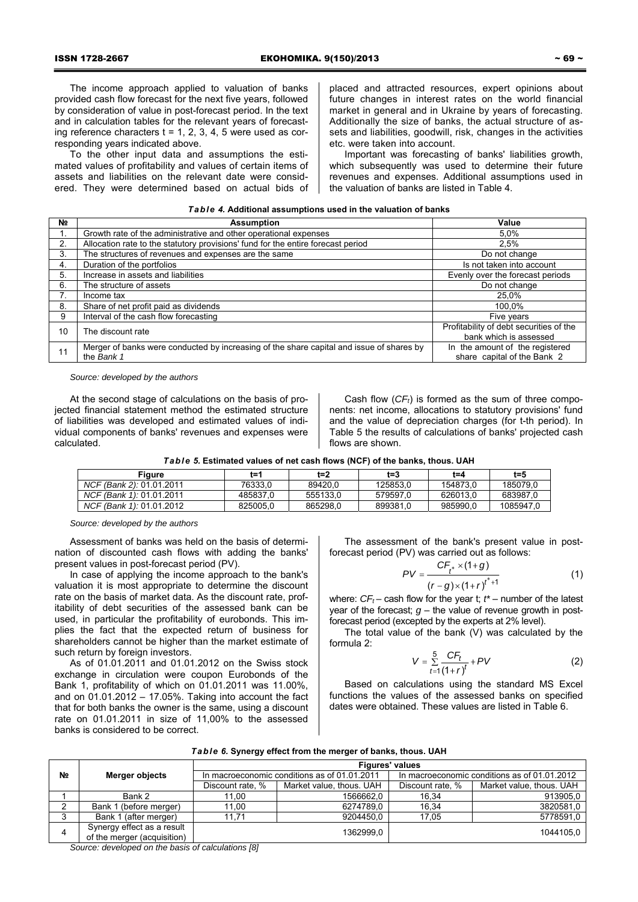The income approach applied to valuation of banks provided cash flow forecast for the next five years, followed by consideration of value in post-forecast period. In the text and in calculation tables for the relevant years of forecasting reference characters t = 1, 2, 3, 4, 5 were used as corresponding years indicated above.

To the other input data and assumptions the estimated values of profitability and values of certain items of assets and liabilities on the relevant date were considered. They were determined based on actual bids of placed and attracted resources, expert opinions about future changes in interest rates on the world financial market in general and in Ukraine by years of forecasting. Additionally the size of banks, the actual structure of assets and liabilities, goodwill, risk, changes in the activities etc. were taken into account.

Important was forecasting of banks' liabilities growth, which subsequently was used to determine their future revenues and expenses. Additional assumptions used in the valuation of banks are listed in Table 4.

***Table 4.* Additional assumptions used in the valuation of banks**

| № | Assumption | Value |
|---|---|---|
| 1. | Growth rate of the administrative and other operational expenses | 5,0% |
| 2. | Allocation rate to the statutory provisions' fund for the entire forecast period | 2,5% |
| 3. | The structures of revenues and expenses are the same | Do not change |
| 4. | Duration of the portfolios | Is not taken into account |
| 5. | Increase in assets and liabilities | Evenly over the forecast periods |
| 6. | The structure of assets | Do not change |
| 7. | Income tax | 25,0% |
| 8. | Share of net profit paid as dividends | 100,0% |
| 9 | Interval of the cash flow forecasting | Five years |
| 10 | The discount rate | Profitability of debt securities of the bank which is assessed |
| 11 | Merger of banks were conducted by increasing of the share capital and issue of shares by the *Bank 1* | In the amount of the registered share capital of the Bank 2 |

*Source: developed by the authors*

At the second stage of calculations on the basis of projected financial statement method the estimated structure of liabilities was developed and estimated values of individual components of banks' revenues and expenses were calculated.

Cash flow ($CF_t$) is formed as the sum of three components: net income, allocations to statutory provisions' fund and the value of depreciation charges (for t-th period). In Table 5 the results of calculations of banks' projected cash flows are shown.

***Table 5.* Estimated values of net cash flows (NCF) of the banks, thous. UAH**

| Figure | t=1 | t=2 | t=3 | t=4 | t=5 |
|---|---|---|---|---|---|
| *NCF (Bank 2):* 01.01.2011 | 76333,0 | 89420,0 | 125853,0 | 154873,0 | 185079,0 |
| *NCF (Bank 1):* 01.01.2011 | 485837,0 | 555133,0 | 579597,0 | 626013,0 | 683987,0 |
| *NCF (Bank 1):* 01.01.2012 | 825005,0 | 865298,0 | 899381,0 | 985990,0 | 1085947,0 |

*Source: developed by the authors*

Assessment of banks was held on the basis of determination of discounted cash flows with adding the banks' present values in post-forecast period (PV).

In case of applying the income approach to the bank's valuation it is most appropriate to determine the discount rate on the basis of market data. As the discount rate, profitability of debt securities of the assessed bank can be used, in particular the profitability of eurobonds. This implies the fact that the expected return of business for shareholders cannot be higher than the market estimate of such return by foreign investors.

As of 01.01.2011 and 01.01.2012 on the Swiss stock exchange in circulation were coupon Eurobonds of the Bank 1, profitability of which on 01.01.2011 was 11.00%, and on 01.01.2012 – 17.05%. Taking into account the fact that for both banks the owner is the same, using a discount rate on 01.01.2011 in size of 11,00% to the assessed banks is considered to be correct.

The assessment of the bank's present value in post-forecast period (PV) was carried out as follows:

$$PV = \frac{CF_{t^*} \times (1+g)}{(r-g)\times(1+r)^{t^*+1}} \quad (1)$$

where: $CF_t$ – cash flow for the year t; $t^*$ – number of the latest year of the forecast; $g$ – the value of revenue growth in post-forecast period (excepted by the experts at 2% level).

The total value of the bank (V) was calculated by the formula 2:

$$V = \sum_{t=1}^{5} \frac{CF_t}{(1+r)^t} + PV \quad (2)$$

Based on calculations using the standard MS Excel functions the values of the assessed banks on specified dates were obtained. These values are listed in Table 6.

***Table 6.* Synergy effect from the merger of banks, thous. UAH**

| № | Merger objects | Figures' values | | | |
|---|---|---|---|---|---|
| | | In macroeconomic conditions as of 01.01.2011 | | In macroeconomic conditions as of 01.01.2012 | |
| | | Discount rate, % | Market value, thous. UAH | Discount rate, % | Market value, thous. UAH |
| 1 | Bank 2 | 11,00 | 1566662,0 | 16,34 | 913905,0 |
| 2 | Bank 1 (before merger) | 11,00 | 6274789,0 | 16,34 | 3820581,0 |
| 3 | Bank 1 (after merger) | 11,71 | 9204450,0 | 17,05 | 5778591,0 |
| 4 | Synergy effect as a result of the merger (acquisition) | | 1362999,0 | | 1044105,0 |

*Source: developed on the basis of calculations [8]*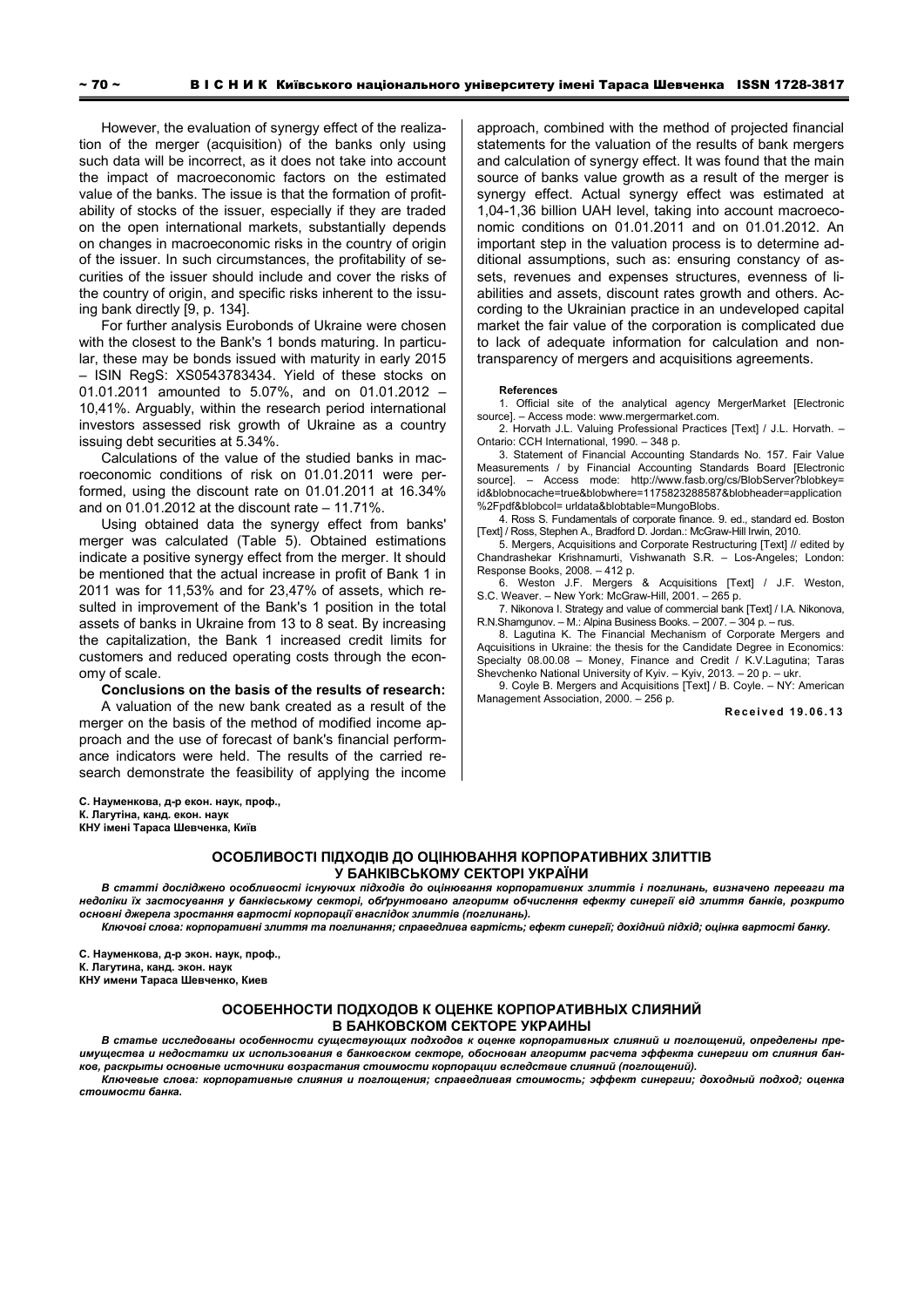However, the evaluation of synergy effect of the realization of the merger (acquisition) of the banks only using such data will be incorrect, as it does not take into account the impact of macroeconomic factors on the estimated value of the banks. The issue is that the formation of profitability of stocks of the issuer, especially if they are traded on the open international markets, substantially depends on changes in macroeconomic risks in the country of origin of the issuer. In such circumstances, the profitability of securities of the issuer should include and cover the risks of the country of origin, and specific risks inherent to the issuing bank directly [9, p. 134].

For further analysis Eurobonds of Ukraine were chosen with the closest to the Bank's 1 bonds maturing. In particular, these may be bonds issued with maturity in early 2015 – ISIN RegS: XS0543783434. Yield of these stocks on 01.01.2011 amounted to 5.07%, and on 01.01.2012 – 10,41%. Arguably, within the research period international investors assessed risk growth of Ukraine as a country issuing debt securities at 5.34%.

Calculations of the value of the studied banks in macroeconomic conditions of risk on 01.01.2011 were performed, using the discount rate on 01.01.2011 at 16.34% and on 01.01.2012 at the discount rate – 11.71%.

Using obtained data the synergy effect from banks' merger was calculated (Table 5). Obtained estimations indicate a positive synergy effect from the merger. It should be mentioned that the actual increase in profit of Bank 1 in 2011 was for 11,53% and for 23,47% of assets, which resulted in improvement of the Bank's 1 position in the total assets of banks in Ukraine from 13 to 8 seat. By increasing the capitalization, the Bank 1 increased credit limits for customers and reduced operating costs through the economy of scale.

**Conclusions on the basis of the results of research:**

A valuation of the new bank created as a result of the merger on the basis of the method of modified income approach and the use of forecast of bank's financial performance indicators were held. The results of the carried research demonstrate the feasibility of applying the income approach, combined with the method of projected financial statements for the valuation of the results of bank mergers and calculation of synergy effect. It was found that the main source of banks value growth as a result of the merger is synergy effect. Actual synergy effect was estimated at 1,04-1,36 billion UAH level, taking into account macroeconomic conditions on 01.01.2011 and on 01.01.2012. An important step in the valuation process is to determine additional assumptions, such as: ensuring constancy of assets, revenues and expenses structures, evenness of liabilities and assets, discount rates growth and others. According to the Ukrainian practice in an undeveloped capital market the fair value of the corporation is complicated due to lack of adequate information for calculation and nontransparency of mergers and acquisitions agreements.

**References**

1. Official site of the analytical agency MergerMarket [Electronic source]. – Access mode: www.mergermarket.com.
2. Horvath J.L. Valuing Professional Practices [Text] / J.L. Horvath. – Ontario: CCH International, 1990. – 348 p.
3. Statement of Financial Accounting Standards No. 157. Fair Value Measurements / by Financial Accounting Standards Board [Electronic source]. – Access mode: http://www.fasb.org/cs/BlobServer?blobkey=id&blobnocache=true&blobwhere=1175823288587&blobheader=application%2Fpdf&blobcol= urldata&blobtable=MungoBlobs.
4. Ross S. Fundamentals of corporate finance. 9. ed., standard ed. Boston [Text] / Ross, Stephen A., Bradford D. Jordan.: McGraw-Hill Irwin, 2010.
5. Mergers, Acquisitions and Corporate Restructuring [Text] // edited by Chandrashekar Krishnamurti, Vishwanath S.R. – Los-Angeles; London: Response Books, 2008. – 412 p.
6. Weston J.F. Mergers & Acquisitions [Text] / J.F. Weston, S.C. Weaver. – New York: McGraw-Hill, 2001. – 265 p.
7. Nikonova I. Strategy and value of commercial bank [Text] / I.A. Nikonova, R.N.Shamgunov. – M.: Alpina Business Books. – 2007. – 304 p. – rus.
8. Lagutina K. The Financial Mechanism of Corporate Mergers and Aqcuisitions in Ukraine: the thesis for the Candidate Degree in Economics: Specialty 08.00.08 – Money, Finance and Credit / K.V.Lagutina; Taras Shevchenko National University of Kyiv. – Kyiv, 2013. – 20 p. – ukr.
9. Coyle B. Mergers and Acquisitions [Text] / B. Coyle. – NY: American Management Association, 2000. – 256 p.

**Received 19.06.13**

**С. Науменкова, д-р екон. наук, проф.,**
**К. Лагутіна, канд. екон. наук**
**КНУ імені Тараса Шевченка, Київ**

## ОСОБЛИВОСТІ ПІДХОДІВ ДО ОЦІНЮВАННЯ КОРПОРАТИВНИХ ЗЛИТТІВ У БАНКІВСЬКОМУ СЕКТОРІ УКРАЇНИ

***В статті досліджено особливості існуючих підходів до оцінювання корпоративних злиттів і поглинань, визначено переваги та недоліки їх застосування у банківському секторі, обґрунтовано алгоритм обчислення ефекту синергії від злиття банків, розкрито основні джерела зростання вартості корпорації внаслідок злиттів (поглинань).***

***Ключові слова: корпоративні злиття та поглинання; справедлива вартість; ефект синергії; дохідний підхід; оцінка вартості банку.***

**С. Науменкова, д-р экон. наук, проф.,**
**К. Лагутина, канд. экон. наук**
**КНУ имени Тараса Шевченко, Киев**

## ОСОБЕННОСТИ ПОДХОДОВ К ОЦЕНКЕ КОРПОРАТИВНЫХ СЛИЯНИЙ В БАНКОВСКОМ СЕКТОРЕ УКРАИНЫ

***В статье исследованы особенности существующих подходов к оценке корпоративных слияний и поглощений, определены преимущества и недостатки их использования в банковском секторе, обоснован алгоритм расчета эффекта синергии от слияния банков, раскрыты основные источники возрастания стоимости корпорации вследствие слияний (поглощений).***

***Ключевые слова: корпоративные слияния и поглощения; справедливая стоимость; эффект синергии; доходный подход; оценка стоимости банка.***